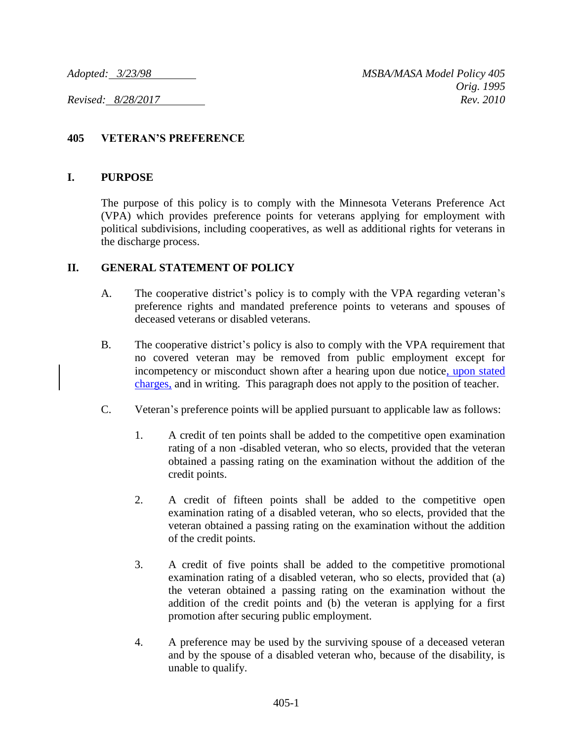*Adopted: 3/23/98*

*Revised: 8/28/2017*

*MSBA/MASA Model Policy 405*
*Orig. 1995*
*Rev. 2010*

# 405 VETERAN'S PREFERENCE

## I. PURPOSE

The purpose of this policy is to comply with the Minnesota Veterans Preference Act (VPA) which provides preference points for veterans applying for employment with political subdivisions, including cooperatives, as well as additional rights for veterans in the discharge process.

## II. GENERAL STATEMENT OF POLICY

A. The cooperative district's policy is to comply with the VPA regarding veteran's preference rights and mandated preference points to veterans and spouses of deceased veterans or disabled veterans.

B. The cooperative district's policy is also to comply with the VPA requirement that no covered veteran may be removed from public employment except for incompetency or misconduct shown after a hearing upon due notice, upon stated charges, and in writing. This paragraph does not apply to the position of teacher.

C. Veteran's preference points will be applied pursuant to applicable law as follows:

1. A credit of ten points shall be added to the competitive open examination rating of a non -disabled veteran, who so elects, provided that the veteran obtained a passing rating on the examination without the addition of the credit points.

2. A credit of fifteen points shall be added to the competitive open examination rating of a disabled veteran, who so elects, provided that the veteran obtained a passing rating on the examination without the addition of the credit points.

3. A credit of five points shall be added to the competitive promotional examination rating of a disabled veteran, who so elects, provided that (a) the veteran obtained a passing rating on the examination without the addition of the credit points and (b) the veteran is applying for a first promotion after securing public employment.

4. A preference may be used by the surviving spouse of a deceased veteran and by the spouse of a disabled veteran who, because of the disability, is unable to qualify.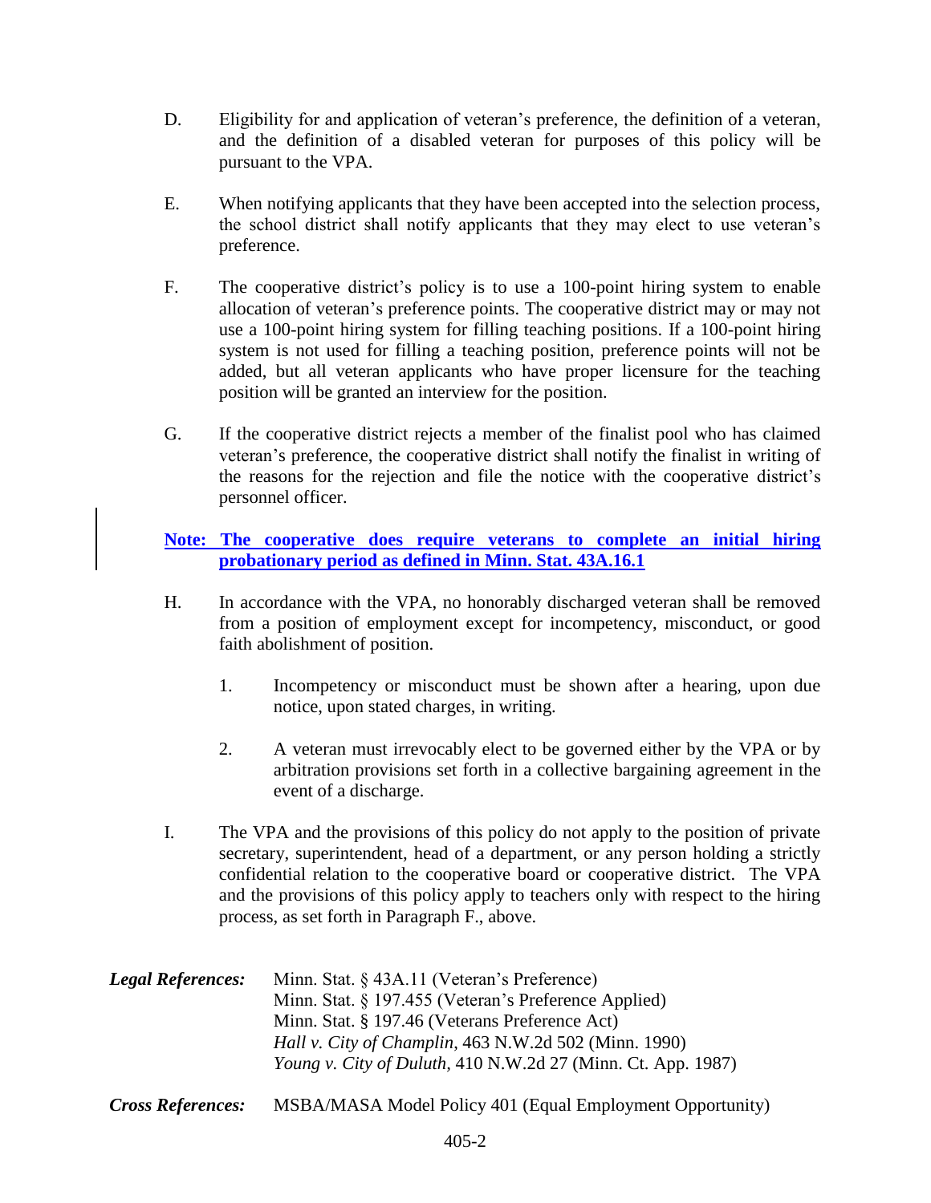D. Eligibility for and application of veteran's preference, the definition of a veteran, and the definition of a disabled veteran for purposes of this policy will be pursuant to the VPA.

E. When notifying applicants that they have been accepted into the selection process, the school district shall notify applicants that they may elect to use veteran's preference.

F. The cooperative district's policy is to use a 100-point hiring system to enable allocation of veteran's preference points. The cooperative district may or may not use a 100-point hiring system for filling teaching positions. If a 100-point hiring system is not used for filling a teaching position, preference points will not be added, but all veteran applicants who have proper licensure for the teaching position will be granted an interview for the position.

G. If the cooperative district rejects a member of the finalist pool who has claimed veteran's preference, the cooperative district shall notify the finalist in writing of the reasons for the rejection and file the notice with the cooperative district's personnel officer.

**Note: The cooperative does require veterans to complete an initial hiring probationary period as defined in Minn. Stat. 43A.16.1**

H. In accordance with the VPA, no honorably discharged veteran shall be removed from a position of employment except for incompetency, misconduct, or good faith abolishment of position.

1. Incompetency or misconduct must be shown after a hearing, upon due notice, upon stated charges, in writing.

2. A veteran must irrevocably elect to be governed either by the VPA or by arbitration provisions set forth in a collective bargaining agreement in the event of a discharge.

I. The VPA and the provisions of this policy do not apply to the position of private secretary, superintendent, head of a department, or any person holding a strictly confidential relation to the cooperative board or cooperative district. The VPA and the provisions of this policy apply to teachers only with respect to the hiring process, as set forth in Paragraph F., above.

***Legal References:***
Minn. Stat. § 43A.11 (Veteran's Preference)
Minn. Stat. § 197.455 (Veteran's Preference Applied)
Minn. Stat. § 197.46 (Veterans Preference Act)
*Hall v. City of Champlin*, 463 N.W.2d 502 (Minn. 1990)
*Young v. City of Duluth*, 410 N.W.2d 27 (Minn. Ct. App. 1987)

***Cross References:*** MSBA/MASA Model Policy 401 (Equal Employment Opportunity)